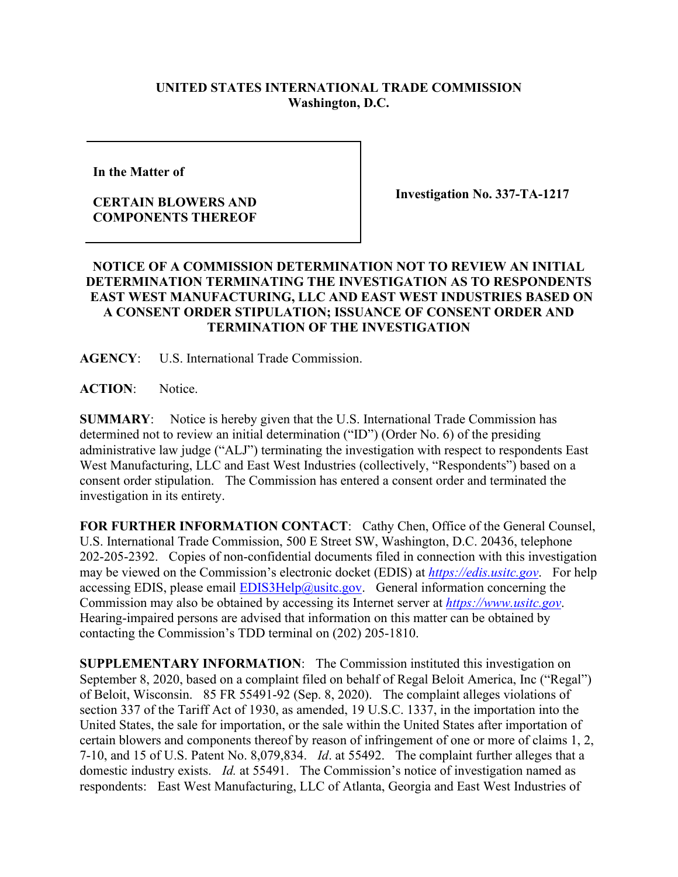**UNITED STATES INTERNATIONAL TRADE COMMISSION**
**Washington, D.C.**

| In the Matter of<br><br>**CERTAIN BLOWERS AND COMPONENTS THEREOF** | **Investigation No. 337-TA-1217** |
| --- | --- |

**NOTICE OF A COMMISSION DETERMINATION NOT TO REVIEW AN INITIAL DETERMINATION TERMINATING THE INVESTIGATION AS TO RESPONDENTS EAST WEST MANUFACTURING, LLC AND EAST WEST INDUSTRIES BASED ON A CONSENT ORDER STIPULATION; ISSUANCE OF CONSENT ORDER AND TERMINATION OF THE INVESTIGATION**

**AGENCY**: U.S. International Trade Commission.

**ACTION**: Notice.

**SUMMARY**: Notice is hereby given that the U.S. International Trade Commission has determined not to review an initial determination ("ID") (Order No. 6) of the presiding administrative law judge ("ALJ") terminating the investigation with respect to respondents East West Manufacturing, LLC and East West Industries (collectively, "Respondents") based on a consent order stipulation. The Commission has entered a consent order and terminated the investigation in its entirety.

**FOR FURTHER INFORMATION CONTACT**: Cathy Chen, Office of the General Counsel, U.S. International Trade Commission, 500 E Street SW, Washington, D.C. 20436, telephone 202-205-2392. Copies of non-confidential documents filed in connection with this investigation may be viewed on the Commission's electronic docket (EDIS) at *https://edis.usitc.gov*. For help accessing EDIS, please email EDIS3Help@usitc.gov. General information concerning the Commission may also be obtained by accessing its Internet server at *https://www.usitc.gov*. Hearing-impaired persons are advised that information on this matter can be obtained by contacting the Commission's TDD terminal on (202) 205-1810.

**SUPPLEMENTARY INFORMATION**: The Commission instituted this investigation on September 8, 2020, based on a complaint filed on behalf of Regal Beloit America, Inc ("Regal") of Beloit, Wisconsin. 85 FR 55491-92 (Sep. 8, 2020). The complaint alleges violations of section 337 of the Tariff Act of 1930, as amended, 19 U.S.C. 1337, in the importation into the United States, the sale for importation, or the sale within the United States after importation of certain blowers and components thereof by reason of infringement of one or more of claims 1, 2, 7-10, and 15 of U.S. Patent No. 8,079,834. *Id*. at 55492. The complaint further alleges that a domestic industry exists. *Id.* at 55491. The Commission's notice of investigation named as respondents: East West Manufacturing, LLC of Atlanta, Georgia and East West Industries of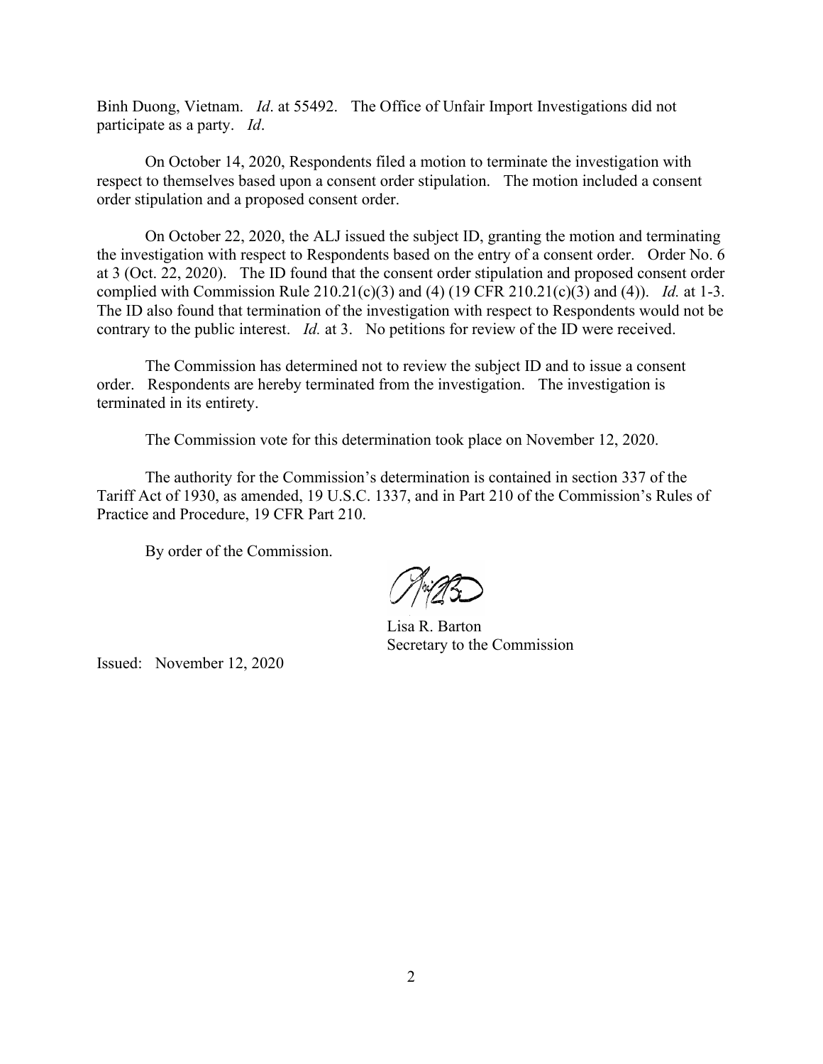Binh Duong, Vietnam. *Id*. at 55492. The Office of Unfair Import Investigations did not participate as a party. *Id*.

On October 14, 2020, Respondents filed a motion to terminate the investigation with respect to themselves based upon a consent order stipulation. The motion included a consent order stipulation and a proposed consent order.

On October 22, 2020, the ALJ issued the subject ID, granting the motion and terminating the investigation with respect to Respondents based on the entry of a consent order. Order No. 6 at 3 (Oct. 22, 2020). The ID found that the consent order stipulation and proposed consent order complied with Commission Rule 210.21(c)(3) and (4) (19 CFR 210.21(c)(3) and (4)). *Id.* at 1-3. The ID also found that termination of the investigation with respect to Respondents would not be contrary to the public interest. *Id.* at 3. No petitions for review of the ID were received.

The Commission has determined not to review the subject ID and to issue a consent order. Respondents are hereby terminated from the investigation. The investigation is terminated in its entirety.

The Commission vote for this determination took place on November 12, 2020.

The authority for the Commission's determination is contained in section 337 of the Tariff Act of 1930, as amended, 19 U.S.C. 1337, and in Part 210 of the Commission's Rules of Practice and Procedure, 19 CFR Part 210.

By order of the Commission.

Lisa R. Barton
Secretary to the Commission

Issued: November 12, 2020